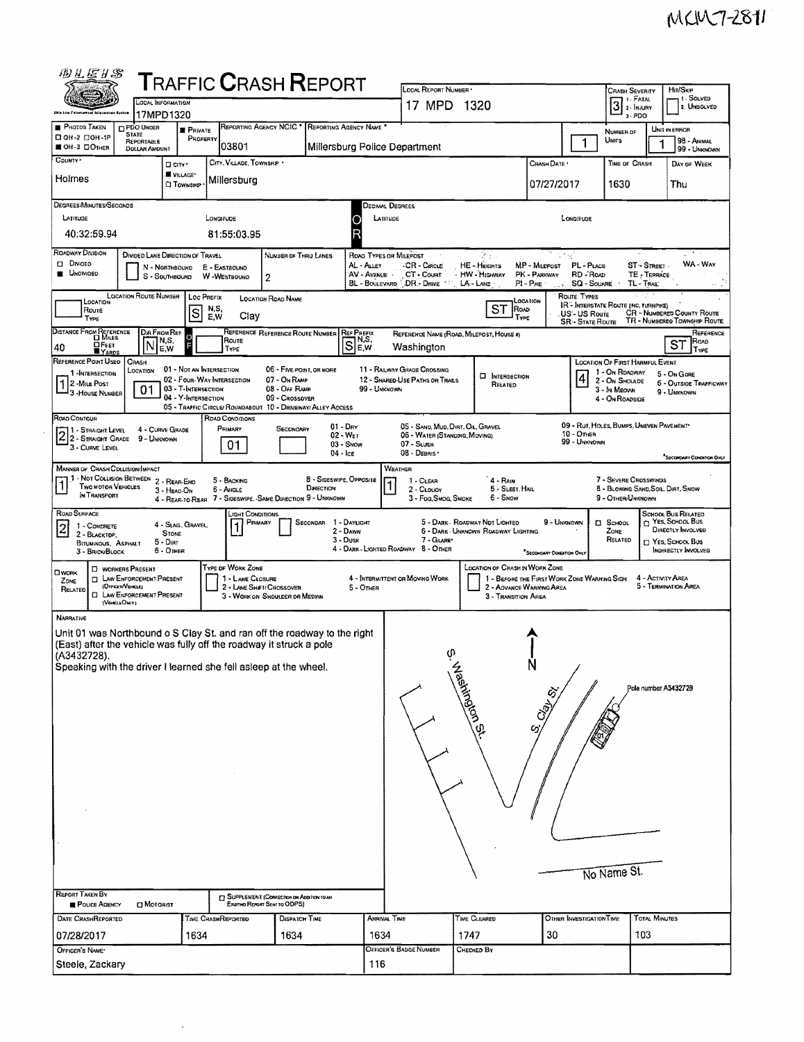MCMC7-2811

# TRAFFIC CRASH REPORT

| Field | Value |
|---|---|
| Local Information | 17MPD1320 |
| Local Report Number | 17 MPD 1320 |
| Crash Severity | 3 (1 - Fatal, 2 - Injury, 3 - PDO) |
| Hit/Skip | (1 - Solved, 2 - Unsolved) |
| Photos Taken | OH-3 |
| PDO Under State Reportable Dollar Amount | |
| Private Property | ■ |
| Reporting Agency NCIC | 03801 |
| Reporting Agency Name | Millersburg Police Department |
| Number of Units | 1 |
| Unit in Error | 1 (98 - Animal, 99 - Unknown) |
| County | Holmes |
| City, Village, Township | Village: Millersburg |
| Crash Date | 07/27/2017 |
| Time of Crash | 1630 |
| Day of Week | Thu |

**Degrees/Minutes/Seconds**

- Latitude: 40:32:59.94
- Longitude: 81:55:03.95

**Decimal Degrees**

- Latitude:
- Longitude:

| Field | Value |
|---|---|
| Roadway Division | Undivided |
| Divided Lane Direction of Travel | |
| Number of Thru Lanes | 2 |
| Location Route Number | |
| Loc Prefix | S |
| Location Road Name | Clay |
| Location Road Type | ST |
| Distance From Reference | 40 Yards |
| Dir From Ref | N |
| Reference Route Number | |
| Ref Prefix | S |
| Reference Name (Road, Milepost, House #) | Washington |
| Reference Road Type | ST |
| Reference Point Used | 1 - Intersection |
| Crash Location | 01 - Not an Intersection |
| Intersection Related | |
| Location of First Harmful Event | 4 - On Roadside |
| Road Contour | 2 - Straight Grade |
| Road Conditions Primary | 01 - Dry |
| Road Conditions Secondary | |
| Manner of Crash Collision/Impact | 1 - Not Collision Between Two Motor Vehicles in Transport |
| Weather | 1 - Clear |
| Road Surface | 2 - Blacktop, Bituminous, Asphalt |
| Light Conditions Primary | 1 - Daylight |
| Light Conditions Secondary | |
| School Zone Related | |
| Work Zone Related | |

## NARRATIVE

Unit 01 was Northbound o S Clay St. and ran off the roadway to the right (East) after the vehicle was fully off the roadway it struck a pole (A3432728).
Speaking with the driver I learned she fell asleep at the wheel.

Diagram labels: S. Washington St., S. Clay St., N, Pole number A3432728, 01, No Name St.

| Field | Value |
|---|---|
| Report Taken By | Police Agency |
| Supplement | |
| Date Crash Reported | 07/28/2017 |
| Time Crash Reported | 1634 |
| Dispatch Time | 1634 |
| Arrival Time | 1634 |
| Time Cleared | 1747 |
| Other Investigation Time | 30 |
| Total Minutes | 103 |
| Officer's Name | Steele, Zackary |
| Officer's Badge Number | 116 |
| Checked By | |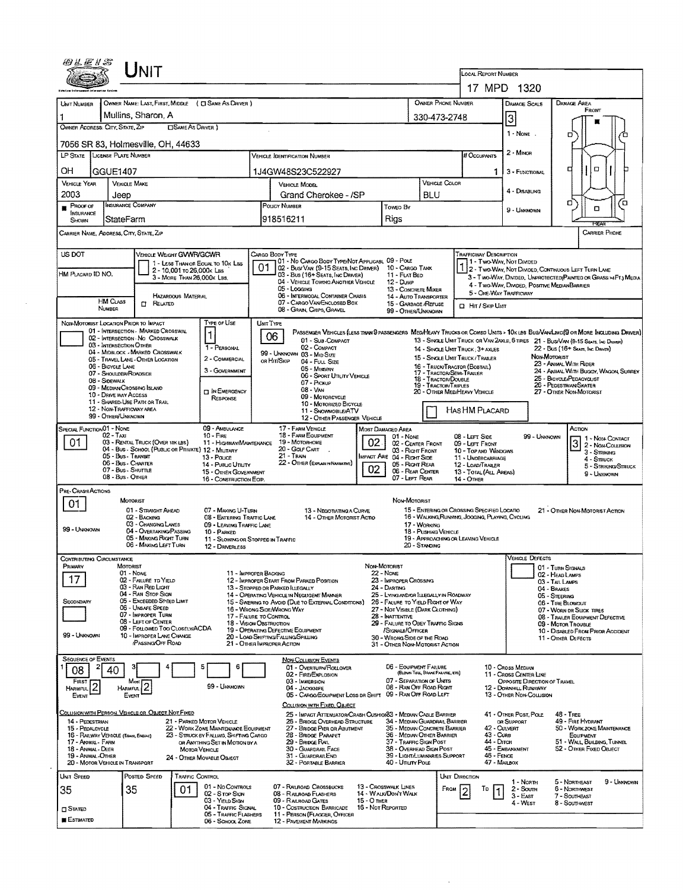# UNIT

**LOCAL REPORT NUMBER:** 17 MPD 1320

| UNIT NUMBER | OWNER NAME: LAST, FIRST, MIDDLE ( ☐ SAME AS DRIVER ) | OWNER PHONE NUMBER | DAMAGE SCALE | DAMAGE AREA |
|---|---|---|---|---|
| 1 | Mullins, Sharon, A | 330-473-2748 | 3 | FRONT |

OWNER ADDRESS: CITY, STATE, ZIP ☐ SAME AS DRIVER )
7056 SR 83, Holmesville, OH, 44633

DAMAGE SCALE: 1 - NONE, 2 - MINOR, 3 - FUNCTIONAL, 4 - DISABLING, 9 - UNKNOWN

| LP STATE | LICENSE PLATE NUMBER | VEHICLE IDENTIFICATION NUMBER | # OCCUPANTS |
|---|---|---|---|
| OH | GGUE1407 | 1J4GW48S23C522927 | 1 |

| VEHICLE YEAR | VEHICLE MAKE | VEHICLE MODEL | VEHICLE COLOR |
|---|---|---|---|
| 2003 | Jeep | Grand Cherokee - /SP | BLU |

| PROOF OF INSURANCE SHOWN | INSURANCE COMPANY | POLICY NUMBER | TOWED BY |
|---|---|---|---|
| ■ | StateFarm | 918516211 | Rigs |

CARRIER NAME, ADDRESS, CITY, STATE, ZIP — CARRIER PHONE

US DOT

VEHICLE WEIGHT GVWR/GCWR: 1 - LESS THAN OR EQUAL TO 10K LBS; 2 - 10,001 TO 26,000K LBS; 3 - MORE THAN 26,000K LBS.

HM PLACARD ID NO.

HM CLASS NUMBER — HAZARDOUS MATERIAL ☐ RELATED

CARGO BODY TYPE: **01**
01 - NO CARGO BODY TYPE/NOT APPLICABLE; 02 - BUS/VAN (9-15 SEATS, INC DRIVER); 03 - BUS (16+ SEATS, INC DRIVER); 04 - VEHICLE TOWING ANOTHER VEHICLE; 05 - LOGGING; 06 - INTERMODAL CONTAINER CHASIS; 07 - CARGO VAN/ENCLOSED BOX; 08 - GRAIN, CHIPS, GRAVEL; 09 - POLE; 10 - CARGO TANK; 11 - FLAT BED; 12 - DUMP; 13 - CONCRETE MIXER; 14 - AUTO TRANSPORTER; 15 - GARBAGE /REFUSE; 99 - OTHER/UNKNOWN

TRAFFICWAY DESCRIPTION: **1**
1 - TWO-WAY, NOT DIVIDED; 2 - TWO-WAY, NOT DIVIDED, CONTINUOUS LEFT TURN LANE; 3 - TWO-WAY, DIVIDED, UNPROTECTED(PAINTED OR GRASS >4FT.) MEDIA; 4 - TWO-WAY, DIVIDED, POSITIVE MEDIAN BARRIER; 5 - ONE-WAY TRAFFICWAY
☐ HIT / SKIP UNIT

NON-MOTORIST LOCATION PRIOR TO IMPACT: 01 - INTERSECTION - MARKED CROSSWALK; 02 - INTERSECTION - NO CROSSWALK; 03 - INTERSECTION OTHER; 04 - MIDBLOCK - MARKED CROSSWALK; 05 - TRAVEL LANE - OTHER LOCATION; 06 - BICYCLE LANE; 07 - SHOULDER/ROADSIDE; 08 - SIDEWALK; 09 - MEDIAN/CROSSING ISLAND; 10 - DRIVE WAY ACCESS; 11 - SHARED-USE PATH OR TRAIL; 12 - NON-TRAFFICWAY AREA; 99 - OTHER/UNKNOWN

TYPE OF USE: **1**
1 - PERSONAL; 2 - COMMERCIAL; 3 - GOVERNMENT; ☐ IN EMERGENCY RESPONSE

UNIT TYPE: **06**
PASSENGER VEHICLES (LESS THAN 9 PASSENGERS): 01 - SUB-COMPACT; 02 - COMPACT; 99 - UNKNOWN 03 - MID SIZE OR HIT/SKIP; 04 - FULL SIZE; 05 - MINIVAN; 06 - SPORT UTILITY VEHICLE; 07 - PICKUP; 08 - VAN; 09 - MOTORCYCLE; 10 - MOTORIZED BICYCLE; 11 - SNOWMOBILE/ATV; 12 - OTHER PASSENGER VEHICLE
MED/HEAVY TRUCKS OR COMBO UNITS > 10K LBS: 13 - SINGLE UNIT TRUCK OR VAN 2AXLE, 6 TIRES; 14 - SINGLE UNIT TRUCK: 3+ AXLES; 15 - SINGLE UNIT TRUCK / TRAILER; 16 - TRUCK/TRACTOR (BOBTAIL); 17 - TRACTOR/SEMI-TRAILER; 18 - TRACTOR/DOUBLE; 19 - TRACTOR/TRIPLES; 20 - OTHER MED/HEAVY VEHICLE
BUS/VAN/LIMO(9 OR MORE INCLUDING DRIVER): 21 - BUS/VAN (9-15 SEATS, INC DRIVER); 22 - BUS (16+ SEATS, INC DRIVER)
NON-MOTORIST: 23 - ANIMAL WITH RIDER; 24 - ANIMAL WITH BUGGY, WAGON, SURREY; 25 - BICYCLE/PEDACYCLIST; 26 - PEDESTRIAN/SKATER; 27 - OTHER NON-MOTORIST
☐ HAS HM PLACARD

SPECIAL FUNCTION: **01**
01 - NONE; 02 - TAXI; 03 - RENTAL TRUCK (OVER 10K LBS); 04 - BUS - SCHOOL (PUBLIC OR PRIVATE); 05 - BUS - TRANSIT; 06 - BUS - CHARTER; 07 - BUS - SHUTTLE; 08 - BUS - OTHER; 09 - AMBULANCE; 10 - FIRE; 11 - HIGHWAY/MAINTENANCE; 12 - MILITARY; 13 - POLICE; 14 - PUBLIC UTILITY; 15 - OTHER GOVERNMENT; 16 - CONSTRUCTION EQIP.; 17 - FARM VEHICLE; 18 - FARM EQUIPMENT; 19 - MOTORHOME; 20 - GOLF CART; 21 - TRAIN; 22 - OTHER (EXPLAIN IN NARRATIVE)

MOST DAMAGED AREA: **02** — IMPACT AREA: **02**
01 - NONE; 02 - CENTER FRONT; 03 - RIGHT FRONT; 04 - RIGHT SIDE; 05 - RIGHT REAR; 06 - REAR CENTER; 07 - LEFT REAR; 08 - LEFT SIDE; 09 - LEFT FRONT; 10 - TOP AND WINDOWS; 11 - UNDERCARRIAGE; 12 - LOAD/TRAILER; 13 - TOTAL (ALL AREAS); 14 - OTHER; 99 - UNKNOWN

ACTION: **3**
1 - NON-CONTACT; 2 - NON-COLLISION; 3 - STRIKING; 4 - STRUCK; 5 - STRIKING/STRUCK; 9 - UNKNOWN

PRE-CRASH ACTIONS: **01**
MOTORIST: 01 - STRAIGHT AHEAD; 02 - BACKING; 03 - CHANGING LANES; 04 - OVERTAKING/PASSING; 05 - MAKING RIGHT TURN; 06 - MAKING LEFT TURN; 07 - MAKING U-TURN; 08 - ENTERING TRAFFIC LANE; 09 - LEAVING TRAFFIC LANE; 10 - PARKED; 11 - SLOWING OR STOPPED IN TRAFFIC; 12 - DRIVERLESS; 13 - NEGOTIATING A CURVE; 14 - OTHER MOTORIST ACTIO; 99 - UNKNOWN
NON-MOTORIST: 15 - ENTERING OR CROSSING SPECIFIED LOCATIO; 16 - WALKING,RUNNING, JOGGING, PLAYING, CYCLING; 17 - WORKING; 18 - PUSHING VEHICLE; 19 - APPROACHING OR LEAVING VEHICLE; 20 - STANDING; 21 - OTHER NON-MOTORIST ACTION

CONTRIBUTING CIRCUMSTANCE: PRIMARY **17**; SECONDARY (blank)
MOTORIST: 01 - NONE; 02 - FAILURE TO YIELD; 03 - RAN RED LIGHT; 04 - RAN STOP SIGN; 05 - EXCEEDED SPEED LIMIT; 06 - UNSAFE SPEED; 07 - IMPROPER TURN; 08 - LEFT OF CENTER; 09 - FOLLOWED TOO CLOSELY/ACDA; 10 - IMPROPER LANE CHANGE /PASSING/OFF ROAD; 11 - IMPROPER BACKING; 12 - IMPROPER START FROM PARKED POSITION; 13 - STOPPED OR PARKED ILLEGALLY; 14 - OPERATING VEHICLE IN NEGLIGENT MANNER; 15 - SWERING TO AVOID (DUE TO EXTERNAL CONDITIONS); 16 - WRONG SIDE/WRONG WAY; 17 - FAILURE TO CONTROL; 18 - VISION OBSTRUCTION; 19 - OPERATING DEFECTIVE EQUIPMENT; 20 - LOAD SHIFTING/FALLING/SPILLING; 21 - OTHER IMPROPER ACTION; 99 - UNKNOWN
NON-MOTORIST: 22 - NONE; 23 - IMPROPER CROSSING; 24 - DARTING; 25 - LYING AND/OR ILLEGALLY IN ROADWAY; 26 - FALURE TO YIELD RIGHT OF WAY; 27 - NOT VISIBLE (DARK CLOTHING); 28 - INATTENTIVE; 29 - FAILURE TO OBEY TRAFFIC SIGNS /SIGNALS/OFFICER; 30 - WRONG SIDE OF THE ROAD; 31 - OTHER NON-MOTORIST ACTION

VEHICLE DEFECTS: 01 - TURN SIGNALS; 02 - HEAD LAMPS; 03 - TAIL LAMPS; 04 - BRAKES; 05 - STEERING; 06 - TIRE BLOWOUT; 07 - WORN OR SLICK TIRES; 08 - TRAILER EQUIPMENT DEFECTIVE; 09 - MOTOR TROUBLE; 10 - DISABLED FROM PRIOR ACCIDENT; 11 - OTHER DEFECTS

SEQUENCE OF EVENTS: 1: **08**; 2: **40**; 3: ; 4: ; 5: ; 6: ; 99 - UNKNOWN
FIRST HARMFUL EVENT: **2** — MOST HARMFUL EVENT: **2**

NON-COLLISION EVENTS: 01 - OVERTURN/ROLLOVER; 02 - FIRE/EXPLOSION; 03 - IMMERSION; 04 - JACKKNIFE; 05 - CARGO/EQUIPMENT LOSS OR SHIFT; 06 - EQUIPMENT FAILURE (BLOWN TIRE, BRAKE FAILURE, ETC); 07 - SEPARATION OF UNITS; 08 - RAN OFF ROAD RIGHT; 09 - RAN OFF ROAD LEFT; 10 - CROSS MEDIAN; 11 - CROSS CENTER LINE OPPOSITE DIRECTION OF TRAVEL; 12 - DOWNHILL RUNAWAY; 13 - OTHER NON-COLLISION

COLLISION WITH PERSON, VEHICLE OR OBJECT NOT FIXED: 14 - PEDESTRIAN; 15 - PEDALCYCLE; 16 - RAILWAY VEHICLE (TRAIN, ENGINE); 17 - ANIMAL - FARM; 18 - ANIMAL - DEER; 19 - ANIMAL - OTHER; 20 - MOTOR VEHICLE IN TRANSPORT; 21 - PARKED MOTOR VEHICLE; 22 - WORK ZONE MAINTENANCE EQUIPMENT; 23 - STRUCK BY FALLING, SHIFTING CARGO OR ANYTHING SET IN MOTION BY A MOTOR VEHICLE; 24 - OTHER MOVABLE OBJECT

COLLISION WITH FIXED, OBJECT: 25 - IMPACT ATTENUATOR/CRASH CUSHION; 26 - BRIDGE OVERHEAD STRUCTURE; 27 - BRIDGE PIER OR ABUTMENT; 28 - BRIDGE PARAPET; 29 - BRIDGE RAIL; 30 - GUARDRAIL FACE; 31 - GUARDRAIL END; 32 - PORTABLE BARRIER; 33 - MEDIAN CABLE BARRIER; 34 - MEDIAN GUARDRAIL BARRIER; 35 - MEDIAN CONCRETE BARRIER; 36 - MEDIAN OTHER BARRIER; 37 - TRAFFIC SIGN POST; 38 - OVERHEAD SIGN POST; 39 - LIGHT/LUMINARIES SUPPORT; 40 - UTILITY POLE; 41 - OTHER POST, POLE OR SUPPORT; 42 - CULVERT; 43 - CURB; 44 - DITCH; 45 - EMBANKMENT; 46 - FENCE; 47 - MAILBOX; 48 - TREE; 49 - FIRE HYDRANT; 50 - WORK ZONE MAINTENANCE EQUIPMENT; 51 - WALL, BUILDING, TUNNEL; 52 - OTHER FIXED OBJECT

| UNIT SPEED | POSTED SPEED | TRAFFIC CONTROL | UNIT DIRECTION |
|---|---|---|---|
| 35 | 35 | 01 | FROM 2 TO 1 |

☐ STATED ■ ESTIMATED

TRAFFIC CONTROL: 01 - NO CONTROLS; 02 - STOP SIGN; 03 - YIELD SIGN; 04 - TRAFFIC SIGNAL; 05 - TRAFFIC FLASHERS; 06 - SCHOOL ZONE; 07 - RAILROAD CROSSBUCKS; 08 - RAILROAD FLASHERS; 09 - RAILROAD GATES; 10 - COSTRUCTION BARRICADE; 11 - PERSON (FLAGGER, OFFICER); 12 - PAVEMENT MARKINGS; 13 - CROSSWALK LINES; 14 - WALK/DON'T WALK; 15 - OTHER; 16 - NOT REPORTED

UNIT DIRECTION: 1 - NORTH; 2 - SOUTH; 3 - EAST; 4 - WEST; 5 - NORTHEAST; 6 - NORTHWEST; 7 - SOUTHEAST; 8 - SOUTHWEST; 9 - UNKNOWN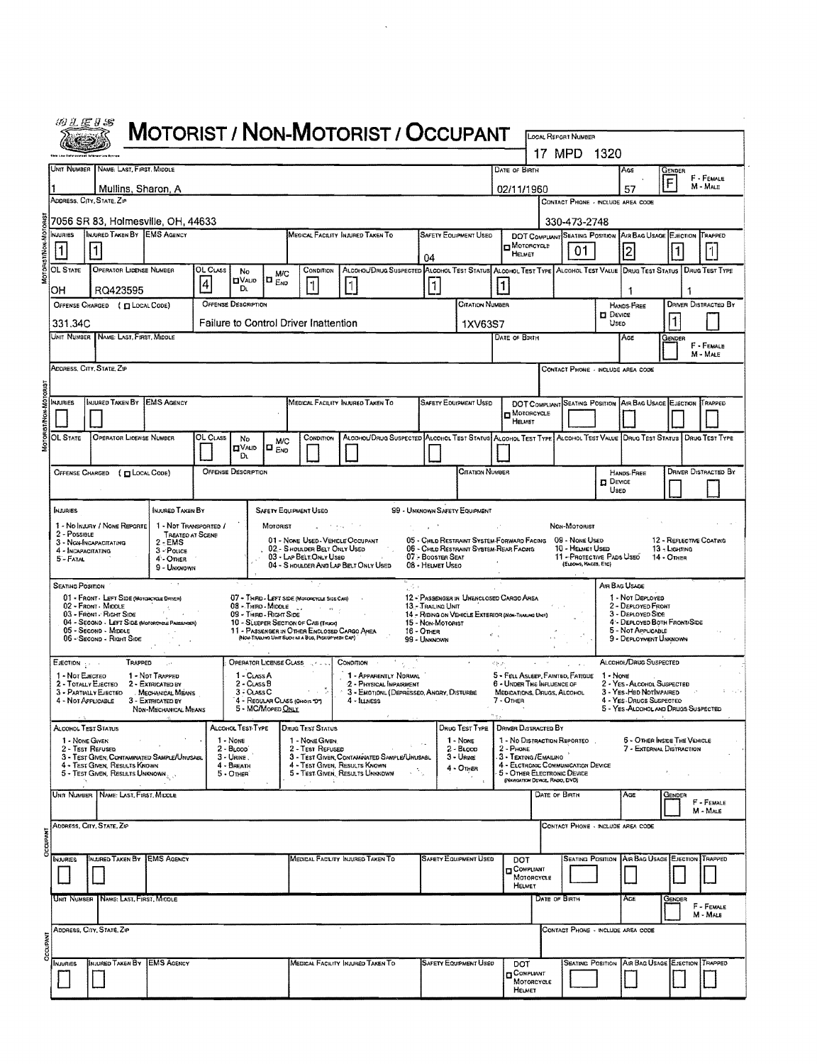# MOTORIST / NON-MOTORIST / OCCUPANT

OLEIS

| LOCAL REPORT NUMBER |
|---|
| 17 MPD 1320 |

## MOTORIST/NON-MOTORIST

| UNIT NUMBER | NAME: LAST, FIRST, MIDDLE | DATE OF BIRTH | AGE | GENDER (F - FEMALE, M - MALE) |
|---|---|---|---|---|
| 1 | Mullins, Sharon, A | 02/11/1960 | 57 | F |

| ADDRESS, CITY, STATE, ZIP | CONTACT PHONE - INCLUDE AREA CODE |
|---|---|
| 7056 SR 83, Holmesville, OH, 44633 | 330-473-2748 |

| INJURIES | INJURED TAKEN BY | EMS AGENCY | MEDICAL FACILITY INJURED TAKEN TO | SAFETY EQUIPMENT USED | DOT COMPLIANT MOTORCYCLE HELMET | SEATING POSITION | AIR BAG USAGE | EJECTION | TRAPPED |
|---|---|---|---|---|---|---|---|---|---|
| 1 | 1 | | | 04 | | 01 | 2 | 1 | 1 |

| OL STATE | OPERATOR LICENSE NUMBER | OL CLASS | NO VALID DL | M/C END | CONDITION | ALCOHOL/DRUG SUSPECTED | ALCOHOL TEST STATUS | ALCOHOL TEST TYPE | ALCOHOL TEST VALUE | DRUG TEST STATUS | DRUG TEST TYPE |
|---|---|---|---|---|---|---|---|---|---|---|---|
| OH | RQ423595 | 4 | | | 1 | 1 | 1 | 1 | | 1 | 1 |

| OFFENSE CHARGED ( LOCAL CODE) | OFFENSE DESCRIPTION | CITATION NUMBER | HANDS-FREE DEVICE USED | DRIVER DISTRACTED BY |
|---|---|---|---|---|
| 331.34C | Failure to Control Driver Inattention | 1XV63S7 | | 1 |

## MOTORIST/NON-MOTORIST

| UNIT NUMBER | NAME: LAST, FIRST, MIDDLE | DATE OF BIRTH | AGE | GENDER (F - FEMALE, M - MALE) |
|---|---|---|---|---|
| | | | | |

| ADDRESS, CITY, STATE, ZIP | CONTACT PHONE - INCLUDE AREA CODE |
|---|---|
| | |

| INJURIES | INJURED TAKEN BY | EMS AGENCY | MEDICAL FACILITY INJURED TAKEN TO | SAFETY EQUIPMENT USED | DOT COMPLIANT MOTORCYCLE HELMET | SEATING POSITION | AIR BAG USAGE | EJECTION | TRAPPED |
|---|---|---|---|---|---|---|---|---|---|
| | | | | | | | | | |

| OL STATE | OPERATOR LICENSE NUMBER | OL CLASS | NO VALID DL | M/C END | CONDITION | ALCOHOL/DRUG SUSPECTED | ALCOHOL TEST STATUS | ALCOHOL TEST TYPE | ALCOHOL TEST VALUE | DRUG TEST STATUS | DRUG TEST TYPE |
|---|---|---|---|---|---|---|---|---|---|---|---|
| | | | | | | | | | | | |

| OFFENSE CHARGED ( LOCAL CODE) | OFFENSE DESCRIPTION | CITATION NUMBER | HANDS-FREE DEVICE USED | DRIVER DISTRACTED BY |
|---|---|---|---|---|
| | | | | |

## Codes

**INJURIES:** 1 - No Injury / None Reported; 2 - Possible; 3 - Non-Incapacitating; 4 - Incapacitating; 5 - Fatal

**INJURED TAKEN BY:** 1 - Not Transported / Treated at Scene; 2 - EMS; 3 - Police; 4 - Other; 9 - Unknown

**SAFETY EQUIPMENT USED:** 99 - Unknown Safety Equipment

Motorist: 01 - None Used - Vehicle Occupant; 02 - Shoulder Belt Only Used; 03 - Lap Belt Only Used; 04 - Shoulder And Lap Belt Only Used; 05 - Child Restraint System-Forward Facing; 06 - Child Restraint System-Rear Facing; 07 - Booster Seat; 08 - Helmet Used

Non-Motorist: 09 - None Used; 10 - Helmet Used; 11 - Protective Pads Used (Elbows, Knees, Etc); 12 - Reflective Coating; 13 - Lighting; 14 - Other

**SEATING POSITION:** 01 - Front - Left Side (Motorcycle Driver); 02 - Front - Middle; 03 - Front - Right Side; 04 - Second - Left Side (Motorcycle Passenger); 05 - Second - Middle; 06 - Second - Right Side; 07 - Third - Left Side (Motorcycle Side Car); 08 - Third - Middle; 09 - Third - Right Side; 10 - Sleeper Section of Cab (Truck); 11 - Passenger in Other Enclosed Cargo Area (Non-Trailing Unit Such as a Bus, Pickup with Cap); 12 - Passenger in Unenclosed Cargo Area; 13 - Trailing Unit; 14 - Riding on Vehicle Exterior (Non-Trailing Unit); 15 - Non-Motorist; 16 - Other; 99 - Unknown

**AIR BAG USAGE:** 1 - Not Deployed; 2 - Deployed Front; 3 - Deployed Side; 4 - Deployed Both Front/Side; 5 - Not Applicable; 9 - Deployment Unknown

**EJECTION:** 1 - Not Ejected; 2 - Totally Ejected; 3 - Partially Ejected; 4 - Not Applicable

**TRAPPED:** 1 - Not Trapped; 2 - Extricated by Mechanical Means; 3 - Extricated by Non-Mechanical Means

**OPERATOR LICENSE CLASS:** 1 - Class A; 2 - Class B; 3 - Class C; 4 - Regular Class (Ohio is "D"); 5 - MC/Moped Only

**CONDITION:** 1 - Apparently Normal; 2 - Physical Impairment; 3 - Emotionl (Depressed, Angry, Disturbe; 4 - Illness; 5 - Fell Asleep, Fainted, Fatigue; 6 - Under The Influence of Medications, Drugs, Alcohol; 7 - Other

**ALCOHOL/DRUG SUSPECTED:** 1 - None; 2 - Yes - Alcohol Suspected; 3 - Yes - HBD Not Impaired; 4 - Yes - Drugs Suspected; 5 - Yes - Alcohol and Drugs Suspected

**ALCOHOL TEST STATUS:** 1 - None Given; 2 - Test Refused; 3 - Test Given, Contaminated Sample/Unusabl; 4 - Test Given, Results Known; 5 - Test Given, Results Unknown

**ALCOHOL TEST TYPE:** 1 - None; 2 - Blood; 3 - Urine; 4 - Breath; 5 - Other

**DRUG TEST STATUS:** 1 - None Given; 2 - Test Refused; 3 - Test Given, Contaminated Sample/Unusabl; 4 - Test Given, Results Known; 5 - Test Given, Results Unknown

**DRUG TEST TYPE:** 1 - None; 2 - Blood; 3 - Urine; 4 - Other

**DRIVER DISTRACTED BY:** 1 - No Distraction Reported; 2 - Phone; 3 - Texting / Emailing; 4 - Electronic Communication Device; 5 - Other Electronic Device (Navigation Device, Radio, DVD); 6 - Other Inside The Vehicle; 7 - External Distraction

## OCCUPANT

| UNIT NUMBER | NAME: LAST, FIRST, MIDDLE | DATE OF BIRTH | AGE | GENDER (F - FEMALE, M - MALE) |
|---|---|---|---|---|
| | | | | |

| ADDRESS, CITY, STATE, ZIP | CONTACT PHONE - INCLUDE AREA CODE |
|---|---|
| | |

| INJURIES | INJURED TAKEN BY | EMS AGENCY | MEDICAL FACILITY INJURED TAKEN TO | SAFETY EQUIPMENT USED | DOT COMPLIANT MOTORCYCLE HELMET | SEATING POSITION | AIR BAG USAGE | EJECTION | TRAPPED |
|---|---|---|---|---|---|---|---|---|---|
| | | | | | | | | | |

## OCCUPANT

| UNIT NUMBER | NAME: LAST, FIRST, MIDDLE | DATE OF BIRTH | AGE | GENDER (F - FEMALE, M - MALE) |
|---|---|---|---|---|
| | | | | |

| ADDRESS, CITY, STATE, ZIP | CONTACT PHONE - INCLUDE AREA CODE |
|---|---|
| | |

| INJURIES | INJURED TAKEN BY | EMS AGENCY | MEDICAL FACILITY INJURED TAKEN TO | SAFETY EQUIPMENT USED | DOT COMPLIANT MOTORCYCLE HELMET | SEATING POSITION | AIR BAG USAGE | EJECTION | TRAPPED |
|---|---|---|---|---|---|---|---|---|---|
| | | | | | | | | | |